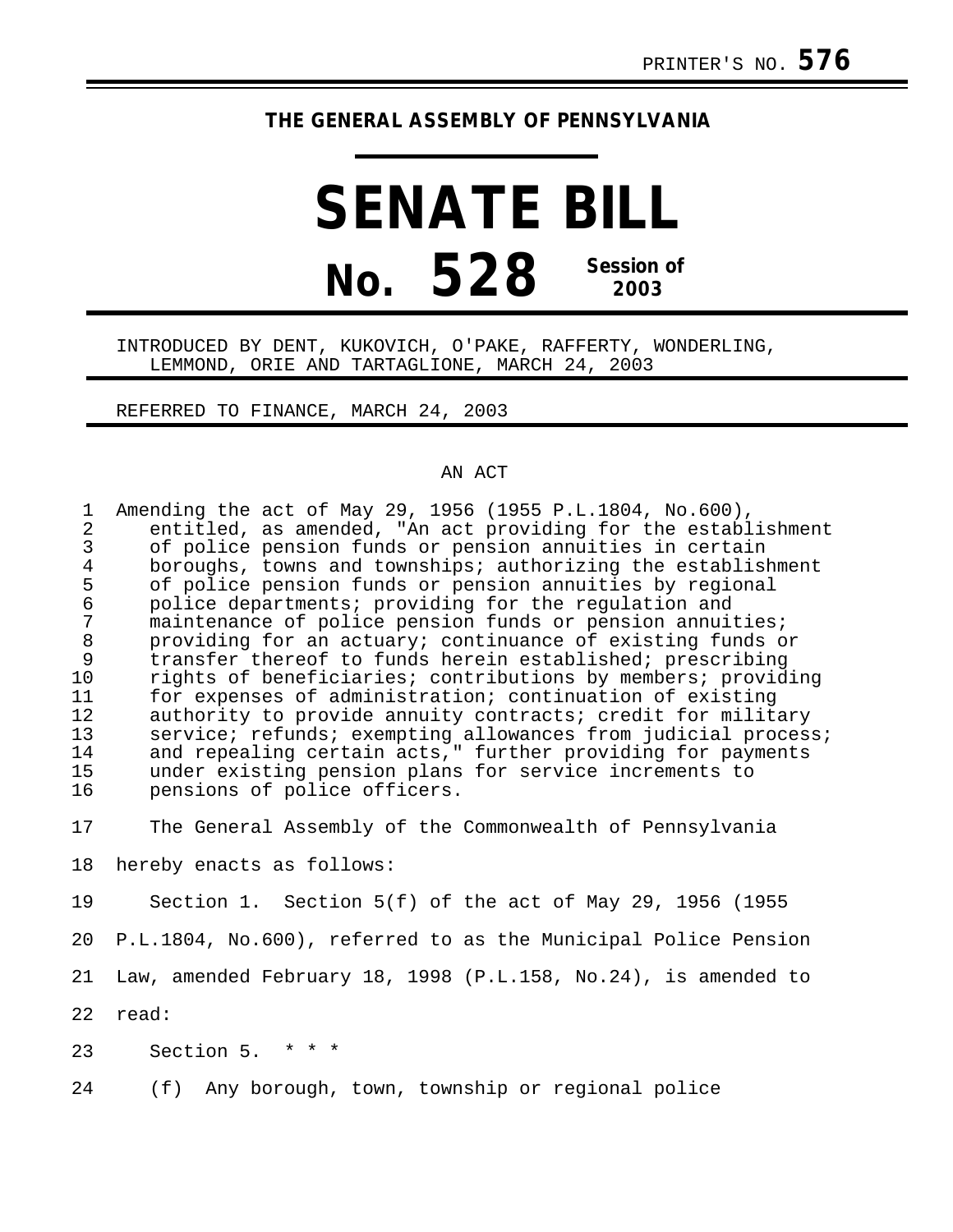PRINTER'S NO. **576**

**THE GENERAL ASSEMBLY OF PENNSYLVANIA**

# SENATE BILL

# No. 528 Session of 2003

INTRODUCED BY DENT, KUKOVICH, O'PAKE, RAFFERTY, WONDERLING, LEMMOND, ORIE AND TARTAGLIONE, MARCH 24, 2003

REFERRED TO FINANCE, MARCH 24, 2003

AN ACT

1 Amending the act of May 29, 1956 (1955 P.L.1804, No.600),
2 entitled, as amended, "An act providing for the establishment
3 of police pension funds or pension annuities in certain
4 boroughs, towns and townships; authorizing the establishment
5 of police pension funds or pension annuities by regional
6 police departments; providing for the regulation and
7 maintenance of police pension funds or pension annuities;
8 providing for an actuary; continuance of existing funds or
9 transfer thereof to funds herein established; prescribing
10 rights of beneficiaries; contributions by members; providing
11 for expenses of administration; continuation of existing
12 authority to provide annuity contracts; credit for military
13 service; refunds; exempting allowances from judicial process;
14 and repealing certain acts," further providing for payments
15 under existing pension plans for service increments to
16 pensions of police officers.

17 The General Assembly of the Commonwealth of Pennsylvania
18 hereby enacts as follows:

19 Section 1. Section 5(f) of the act of May 29, 1956 (1955
20 P.L.1804, No.600), referred to as the Municipal Police Pension
21 Law, amended February 18, 1998 (P.L.158, No.24), is amended to
22 read:

23 Section 5. * * *

24 (f) Any borough, town, township or regional police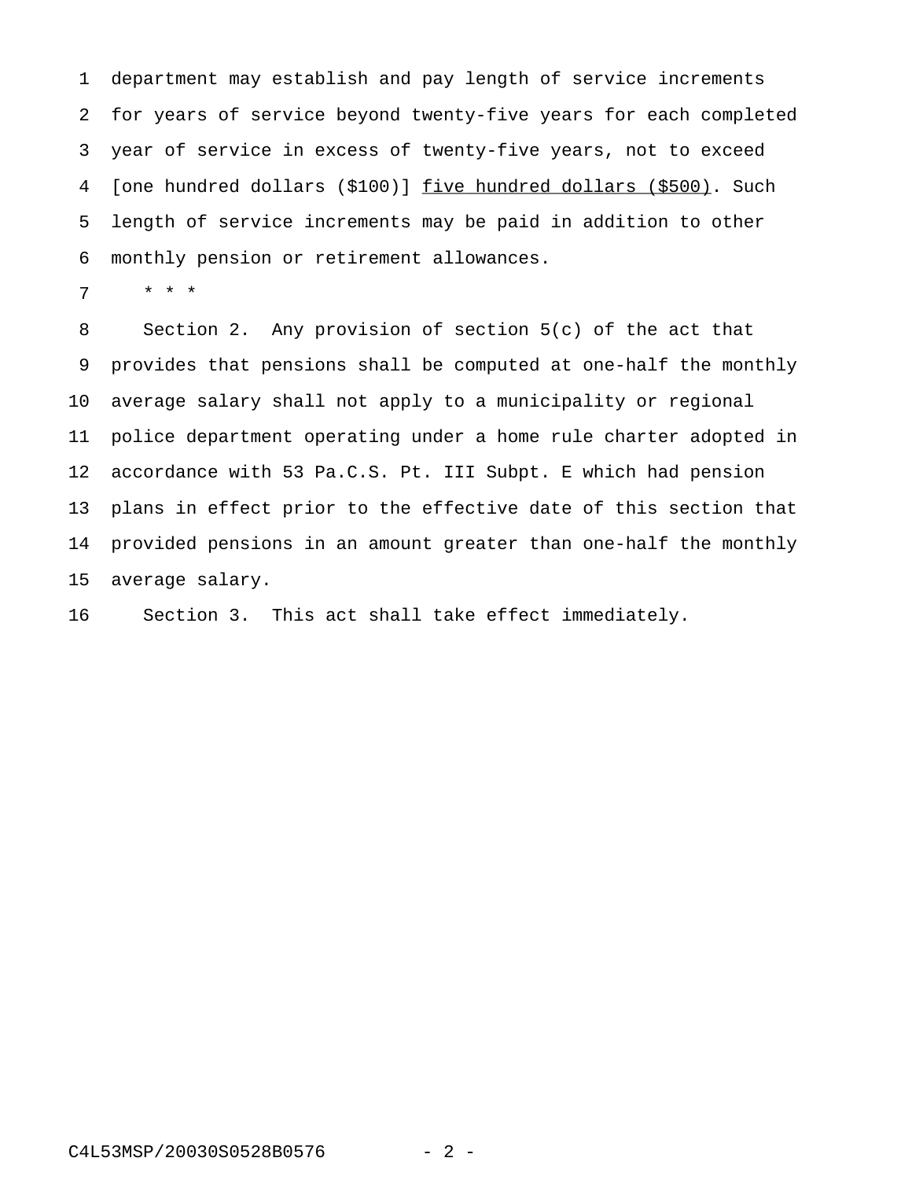department may establish and pay length of service increments for years of service beyond twenty-five years for each completed year of service in excess of twenty-five years, not to exceed [one hundred dollars ($100)] <u>five hundred dollars ($500)</u>. Such length of service increments may be paid in addition to other monthly pension or retirement allowances.

\* \* \*

Section 2. Any provision of section 5(c) of the act that provides that pensions shall be computed at one-half the monthly average salary shall not apply to a municipality or regional police department operating under a home rule charter adopted in accordance with 53 Pa.C.S. Pt. III Subpt. E which had pension plans in effect prior to the effective date of this section that provided pensions in an amount greater than one-half the monthly average salary.

Section 3. This act shall take effect immediately.

C4L53MSP/20030S0528B0576